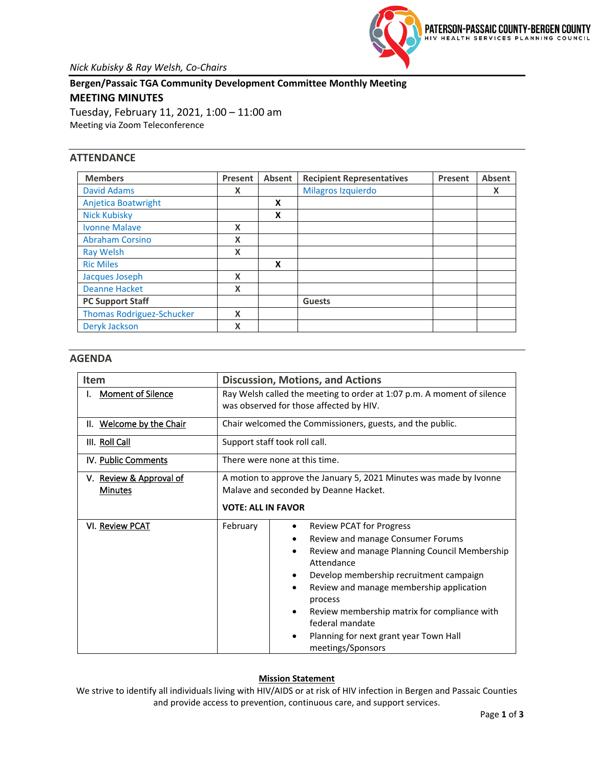PATERSON-PASSAIC COUNTY-BERGEN COUNTY
HIV HEALTH SERVICES PLANNING COUNCIL

*Nick Kubisky & Ray Welsh, Co-Chairs*

**Bergen/Passaic TGA Community Development Committee Monthly Meeting**

## MEETING MINUTES

Tuesday, February 11, 2021, 1:00 – 11:00 am
Meeting via Zoom Teleconference

## ATTENDANCE

| Members | Present | Absent | Recipient Representatives | Present | Absent |
|---|---|---|---|---|---|
| David Adams | X | | Milagros Izquierdo | | X |
| Anjetica Boatwright | | X | | | |
| Nick Kubisky | | X | | | |
| Ivonne Malave | X | | | | |
| Abraham Corsino | X | | | | |
| Ray Welsh | X | | | | |
| Ric Miles | | X | | | |
| Jacques Joseph | X | | | | |
| Deanne Hacket | X | | | | |
| **PC Support Staff** | | | **Guests** | | |
| Thomas Rodriguez-Schucker | X | | | | |
| Deryk Jackson | X | | | | |

## AGENDA

| Item | Discussion, Motions, and Actions | |
|---|---|---|
| I. Moment of Silence | Ray Welsh called the meeting to order at 1:07 p.m. A moment of silence was observed for those affected by HIV. | |
| II. Welcome by the Chair | Chair welcomed the Commissioners, guests, and the public. | |
| III. Roll Call | Support staff took roll call. | |
| IV. Public Comments | There were none at this time. | |
| V. Review & Approval of Minutes | A motion to approve the January 5, 2021 Minutes was made by Ivonne Malave and seconded by Deanne Hacket.<br><br>**VOTE: ALL IN FAVOR** | |
| VI. Review PCAT | February | • Review PCAT for Progress<br>• Review and manage Consumer Forums<br>• Review and manage Planning Council Membership Attendance<br>• Develop membership recruitment campaign<br>• Review and manage membership application process<br>• Review membership matrix for compliance with federal mandate<br>• Planning for next grant year Town Hall meetings/Sponsors |

**Mission Statement**

We strive to identify all individuals living with HIV/AIDS or at risk of HIV infection in Bergen and Passaic Counties and provide access to prevention, continuous care, and support services.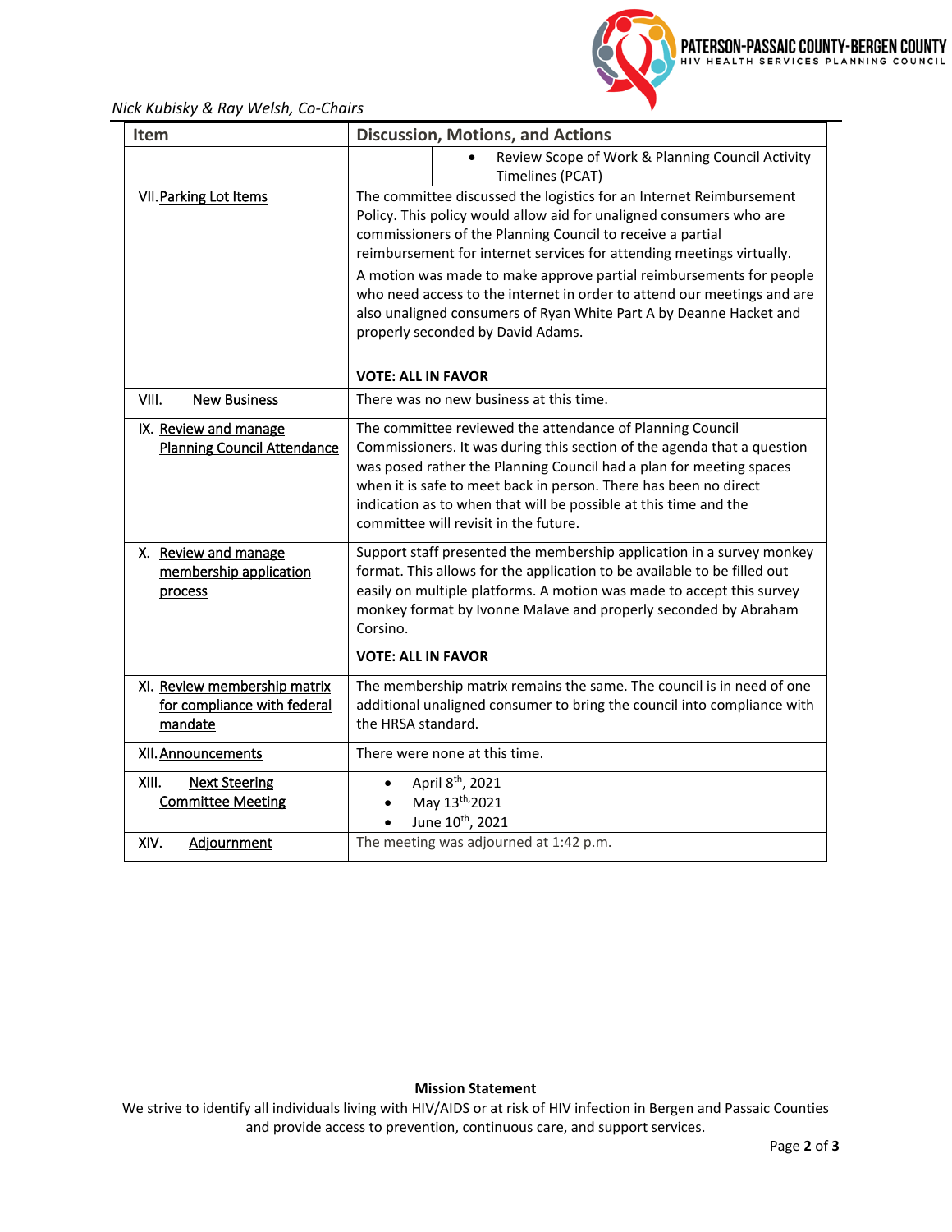Nick Kubisky & Ray Welsh, Co-Chairs

| Item | Discussion, Motions, and Actions |
|---|---|
| | • Review Scope of Work & Planning Council Activity Timelines (PCAT) |
| VII. Parking Lot Items | The committee discussed the logistics for an Internet Reimbursement Policy. This policy would allow aid for unaligned consumers who are commissioners of the Planning Council to receive a partial reimbursement for internet services for attending meetings virtually.<br><br>A motion was made to make approve partial reimbursements for people who need access to the internet in order to attend our meetings and are also unaligned consumers of Ryan White Part A by Deanne Hacket and properly seconded by David Adams.<br><br>**VOTE: ALL IN FAVOR** |
| VIII. New Business | There was no new business at this time. |
| IX. Review and manage Planning Council Attendance | The committee reviewed the attendance of Planning Council Commissioners. It was during this section of the agenda that a question was posed rather the Planning Council had a plan for meeting spaces when it is safe to meet back in person. There has been no direct indication as to when that will be possible at this time and the committee will revisit in the future. |
| X. Review and manage membership application process | Support staff presented the membership application in a survey monkey format. This allows for the application to be available to be filled out easily on multiple platforms. A motion was made to accept this survey monkey format by Ivonne Malave and properly seconded by Abraham Corsino.<br><br>**VOTE: ALL IN FAVOR** |
| XI. Review membership matrix for compliance with federal mandate | The membership matrix remains the same. The council is in need of one additional unaligned consumer to bring the council into compliance with the HRSA standard. |
| XII. Announcements | There were none at this time. |
| XIII. Next Steering Committee Meeting | • April 8th, 2021<br>• May 13th, 2021<br>• June 10th, 2021 |
| XIV. Adjournment | The meeting was adjourned at 1:42 p.m. |

**Mission Statement**

We strive to identify all individuals living with HIV/AIDS or at risk of HIV infection in Bergen and Passaic Counties and provide access to prevention, continuous care, and support services.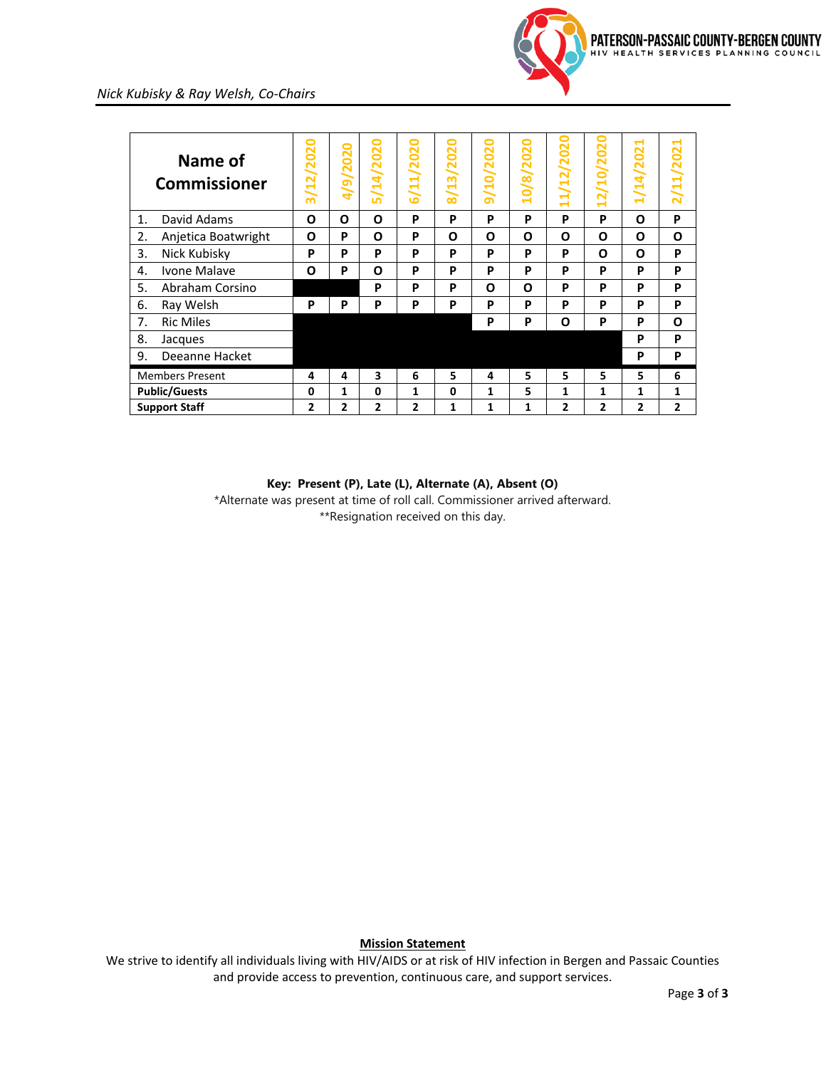PATERSON-PASSAIC COUNTY-BERGEN COUNTY
HIV HEALTH SERVICES PLANNING COUNCIL

*Nick Kubisky & Ray Welsh, Co-Chairs*

| Name of Commissioner | 3/12/2020 | 4/9/2020 | 5/14/2020 | 6/11/2020 | 8/13/2020 | 9/10/2020 | 10/8/2020 | 11/12/2020 | 12/10/2020 | 1/14/2021 | 2/11/2021 |
|---|---|---|---|---|---|---|---|---|---|---|---|
| 1. David Adams | O | O | O | P | P | P | P | P | P | O | P |
| 2. Anjetica Boatwright | O | P | O | P | O | O | O | O | O | O | O |
| 3. Nick Kubisky | P | P | P | P | P | P | P | P | O | O | P |
| 4. Ivone Malave | O | P | O | P | P | P | P | P | P | P | P |
| 5. Abraham Corsino | | | P | P | P | O | O | P | P | P | P |
| 6. Ray Welsh | P | P | P | P | P | P | P | P | P | P | P |
| 7. Ric Miles | | | | | | P | P | O | P | P | O |
| 8. Jacques | | | | | | | | | | P | P |
| 9. Deeanne Hacket | | | | | | | | | | P | P |
| Members Present | 4 | 4 | 3 | 6 | 5 | 4 | 5 | 5 | 5 | 5 | 6 |
| **Public/Guests** | 0 | 1 | 0 | 1 | 0 | 1 | 5 | 1 | 1 | 1 | 1 |
| **Support Staff** | 2 | 2 | 2 | 2 | 1 | 1 | 1 | 2 | 2 | 2 | 2 |

**Key: Present (P), Late (L), Alternate (A), Absent (O)**

*Alternate was present at time of roll call. Commissioner arrived afterward.

**Resignation received on this day.

**<u>Mission Statement</u>**

We strive to identify all individuals living with HIV/AIDS or at risk of HIV infection in Bergen and Passaic Counties and provide access to prevention, continuous care, and support services.